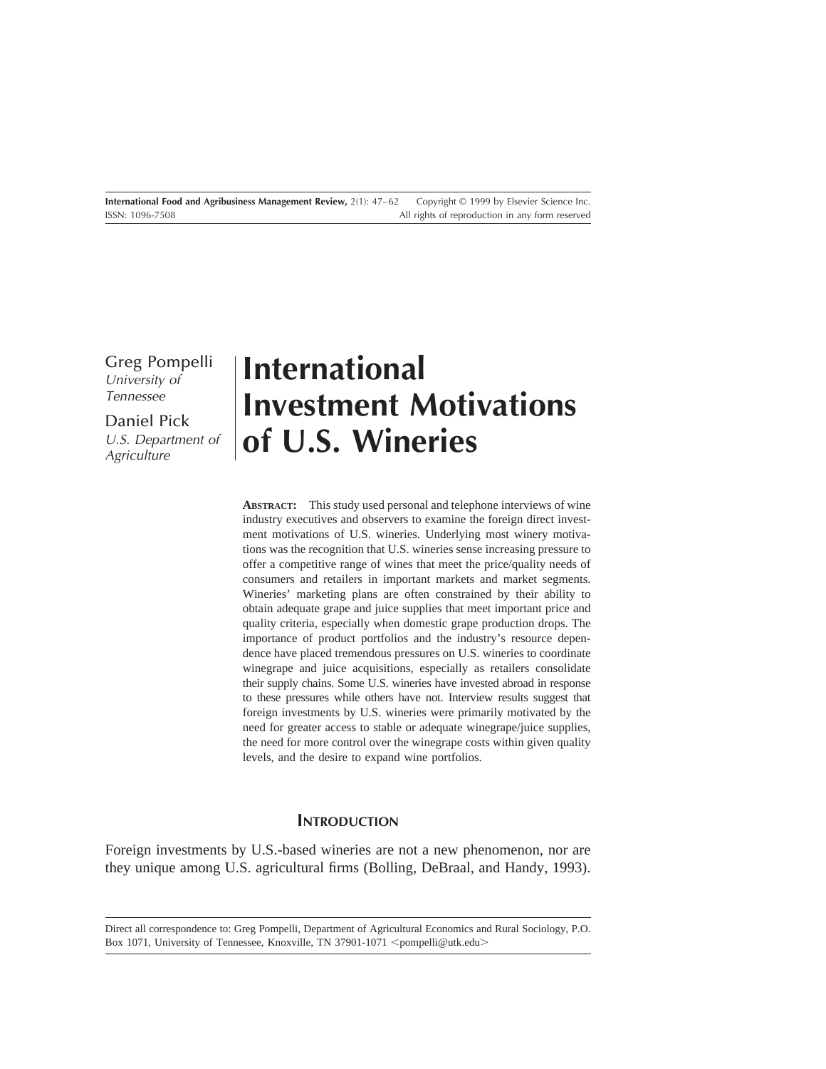# International Investment Motivations of U.S. Wineries

Greg Pompelli
*University of Tennessee*

Daniel Pick
*U.S. Department of Agriculture*

**ABSTRACT:** This study used personal and telephone interviews of wine industry executives and observers to examine the foreign direct investment motivations of U.S. wineries. Underlying most winery motivations was the recognition that U.S. wineries sense increasing pressure to offer a competitive range of wines that meet the price/quality needs of consumers and retailers in important markets and market segments. Wineries' marketing plans are often constrained by their ability to obtain adequate grape and juice supplies that meet important price and quality criteria, especially when domestic grape production drops. The importance of product portfolios and the industry's resource dependence have placed tremendous pressures on U.S. wineries to coordinate winegrape and juice acquisitions, especially as retailers consolidate their supply chains. Some U.S. wineries have invested abroad in response to these pressures while others have not. Interview results suggest that foreign investments by U.S. wineries were primarily motivated by the need for greater access to stable or adequate winegrape/juice supplies, the need for more control over the winegrape costs within given quality levels, and the desire to expand wine portfolios.

## INTRODUCTION

Foreign investments by U.S.-based wineries are not a new phenomenon, nor are they unique among U.S. agricultural firms (Bolling, DeBraal, and Handy, 1993).

---

Direct all correspondence to: Greg Pompelli, Department of Agricultural Economics and Rural Sociology, P.O. Box 1071, University of Tennessee, Knoxville, TN 37901-1071 <pompelli@utk.edu>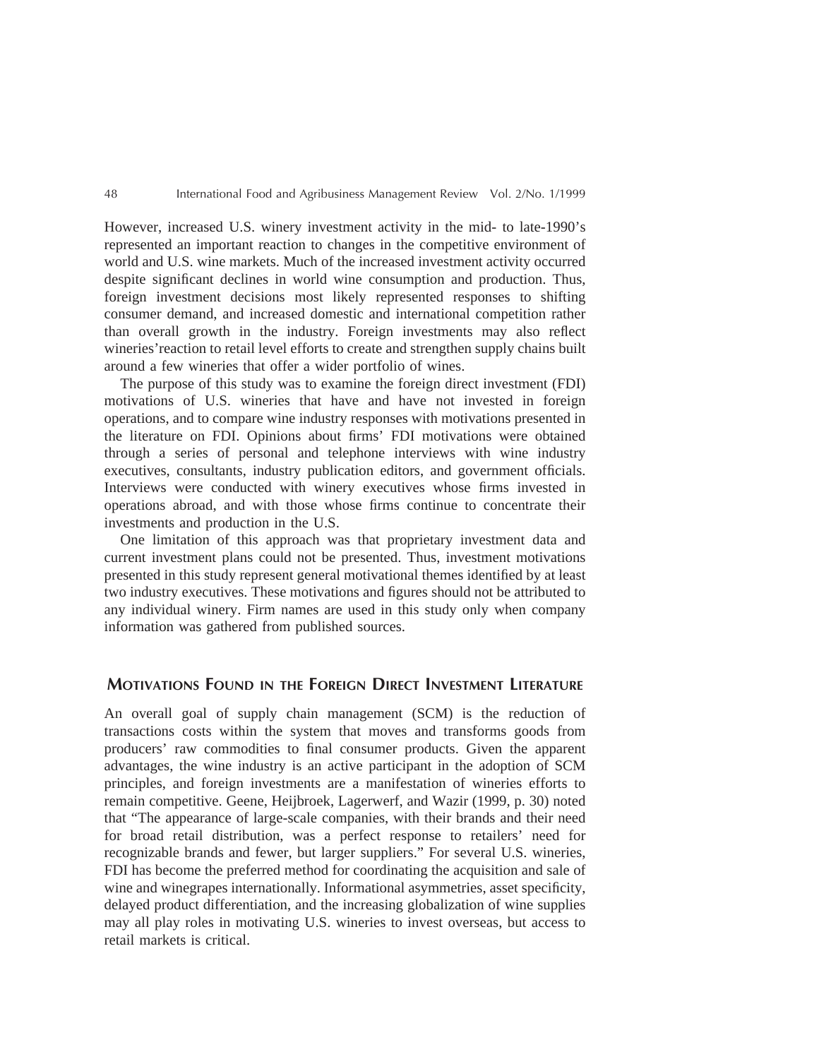However, increased U.S. winery investment activity in the mid- to late-1990's represented an important reaction to changes in the competitive environment of world and U.S. wine markets. Much of the increased investment activity occurred despite significant declines in world wine consumption and production. Thus, foreign investment decisions most likely represented responses to shifting consumer demand, and increased domestic and international competition rather than overall growth in the industry. Foreign investments may also reflect wineries'reaction to retail level efforts to create and strengthen supply chains built around a few wineries that offer a wider portfolio of wines.

The purpose of this study was to examine the foreign direct investment (FDI) motivations of U.S. wineries that have and have not invested in foreign operations, and to compare wine industry responses with motivations presented in the literature on FDI. Opinions about firms' FDI motivations were obtained through a series of personal and telephone interviews with wine industry executives, consultants, industry publication editors, and government officials. Interviews were conducted with winery executives whose firms invested in operations abroad, and with those whose firms continue to concentrate their investments and production in the U.S.

One limitation of this approach was that proprietary investment data and current investment plans could not be presented. Thus, investment motivations presented in this study represent general motivational themes identified by at least two industry executives. These motivations and figures should not be attributed to any individual winery. Firm names are used in this study only when company information was gathered from published sources.

## Motivations Found in the Foreign Direct Investment Literature

An overall goal of supply chain management (SCM) is the reduction of transactions costs within the system that moves and transforms goods from producers' raw commodities to final consumer products. Given the apparent advantages, the wine industry is an active participant in the adoption of SCM principles, and foreign investments are a manifestation of wineries efforts to remain competitive. Geene, Heijbroek, Lagerwerf, and Wazir (1999, p. 30) noted that "The appearance of large-scale companies, with their brands and their need for broad retail distribution, was a perfect response to retailers' need for recognizable brands and fewer, but larger suppliers." For several U.S. wineries, FDI has become the preferred method for coordinating the acquisition and sale of wine and winegrapes internationally. Informational asymmetries, asset specificity, delayed product differentiation, and the increasing globalization of wine supplies may all play roles in motivating U.S. wineries to invest overseas, but access to retail markets is critical.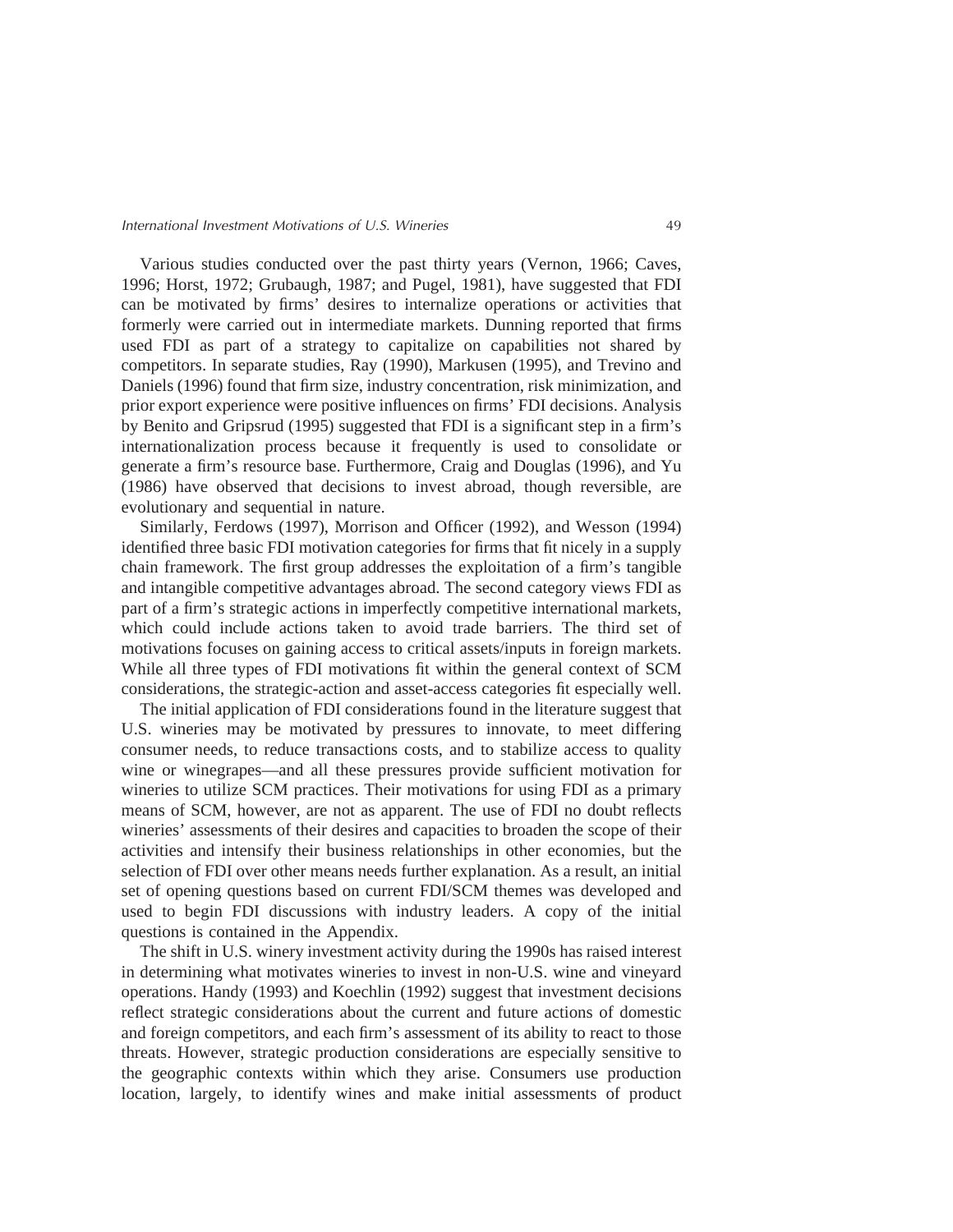Various studies conducted over the past thirty years (Vernon, 1966; Caves, 1996; Horst, 1972; Grubaugh, 1987; and Pugel, 1981), have suggested that FDI can be motivated by firms' desires to internalize operations or activities that formerly were carried out in intermediate markets. Dunning reported that firms used FDI as part of a strategy to capitalize on capabilities not shared by competitors. In separate studies, Ray (1990), Markusen (1995), and Trevino and Daniels (1996) found that firm size, industry concentration, risk minimization, and prior export experience were positive influences on firms' FDI decisions. Analysis by Benito and Gripsrud (1995) suggested that FDI is a significant step in a firm's internationalization process because it frequently is used to consolidate or generate a firm's resource base. Furthermore, Craig and Douglas (1996), and Yu (1986) have observed that decisions to invest abroad, though reversible, are evolutionary and sequential in nature.

Similarly, Ferdows (1997), Morrison and Officer (1992), and Wesson (1994) identified three basic FDI motivation categories for firms that fit nicely in a supply chain framework. The first group addresses the exploitation of a firm's tangible and intangible competitive advantages abroad. The second category views FDI as part of a firm's strategic actions in imperfectly competitive international markets, which could include actions taken to avoid trade barriers. The third set of motivations focuses on gaining access to critical assets/inputs in foreign markets. While all three types of FDI motivations fit within the general context of SCM considerations, the strategic-action and asset-access categories fit especially well.

The initial application of FDI considerations found in the literature suggest that U.S. wineries may be motivated by pressures to innovate, to meet differing consumer needs, to reduce transactions costs, and to stabilize access to quality wine or winegrapes—and all these pressures provide sufficient motivation for wineries to utilize SCM practices. Their motivations for using FDI as a primary means of SCM, however, are not as apparent. The use of FDI no doubt reflects wineries' assessments of their desires and capacities to broaden the scope of their activities and intensify their business relationships in other economies, but the selection of FDI over other means needs further explanation. As a result, an initial set of opening questions based on current FDI/SCM themes was developed and used to begin FDI discussions with industry leaders. A copy of the initial questions is contained in the Appendix.

The shift in U.S. winery investment activity during the 1990s has raised interest in determining what motivates wineries to invest in non-U.S. wine and vineyard operations. Handy (1993) and Koechlin (1992) suggest that investment decisions reflect strategic considerations about the current and future actions of domestic and foreign competitors, and each firm's assessment of its ability to react to those threats. However, strategic production considerations are especially sensitive to the geographic contexts within which they arise. Consumers use production location, largely, to identify wines and make initial assessments of product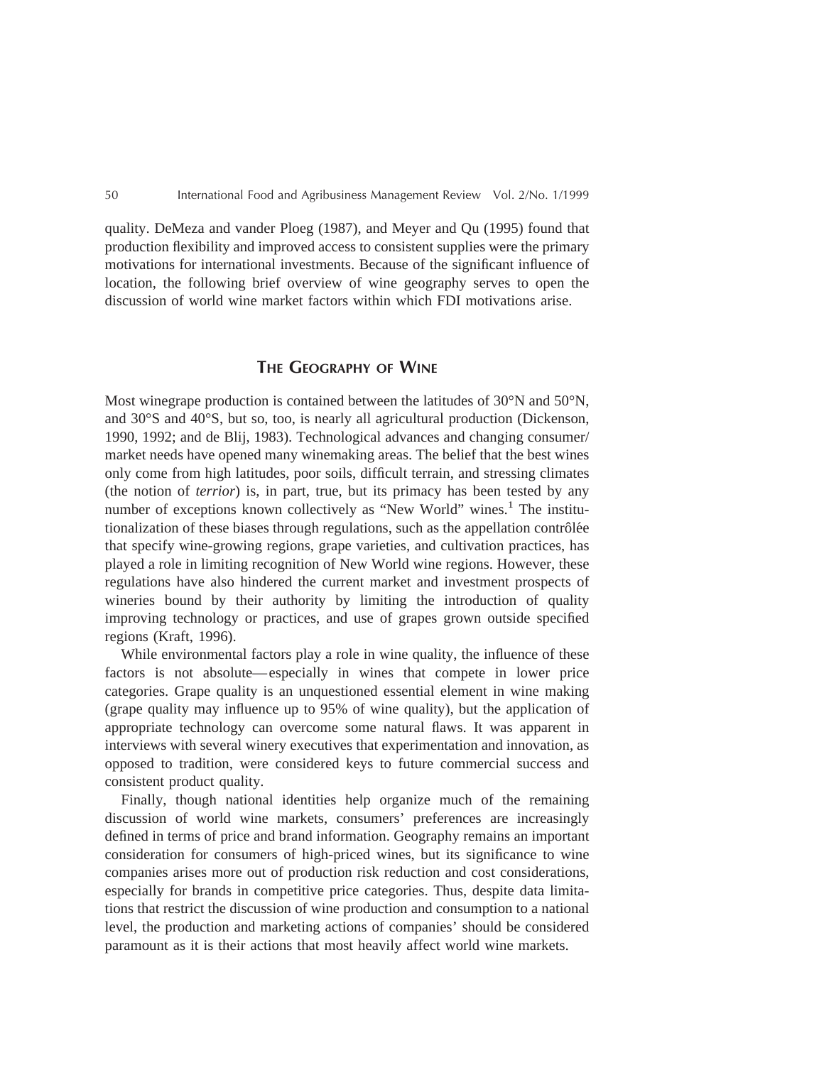quality. DeMeza and vander Ploeg (1987), and Meyer and Qu (1995) found that production flexibility and improved access to consistent supplies were the primary motivations for international investments. Because of the significant influence of location, the following brief overview of wine geography serves to open the discussion of world wine market factors within which FDI motivations arise.

## THE GEOGRAPHY OF WINE

Most winegrape production is contained between the latitudes of 30°N and 50°N, and 30°S and 40°S, but so, too, is nearly all agricultural production (Dickenson, 1990, 1992; and de Blij, 1983). Technological advances and changing consumer/market needs have opened many winemaking areas. The belief that the best wines only come from high latitudes, poor soils, difficult terrain, and stressing climates (the notion of *terrior*) is, in part, true, but its primacy has been tested by any number of exceptions known collectively as "New World" wines.[1] The institutionalization of these biases through regulations, such as the appellation contrôlée that specify wine-growing regions, grape varieties, and cultivation practices, has played a role in limiting recognition of New World wine regions. However, these regulations have also hindered the current market and investment prospects of wineries bound by their authority by limiting the introduction of quality improving technology or practices, and use of grapes grown outside specified regions (Kraft, 1996).

While environmental factors play a role in wine quality, the influence of these factors is not absolute—especially in wines that compete in lower price categories. Grape quality is an unquestioned essential element in wine making (grape quality may influence up to 95% of wine quality), but the application of appropriate technology can overcome some natural flaws. It was apparent in interviews with several winery executives that experimentation and innovation, as opposed to tradition, were considered keys to future commercial success and consistent product quality.

Finally, though national identities help organize much of the remaining discussion of world wine markets, consumers' preferences are increasingly defined in terms of price and brand information. Geography remains an important consideration for consumers of high-priced wines, but its significance to wine companies arises more out of production risk reduction and cost considerations, especially for brands in competitive price categories. Thus, despite data limitations that restrict the discussion of wine production and consumption to a national level, the production and marketing actions of companies' should be considered paramount as it is their actions that most heavily affect world wine markets.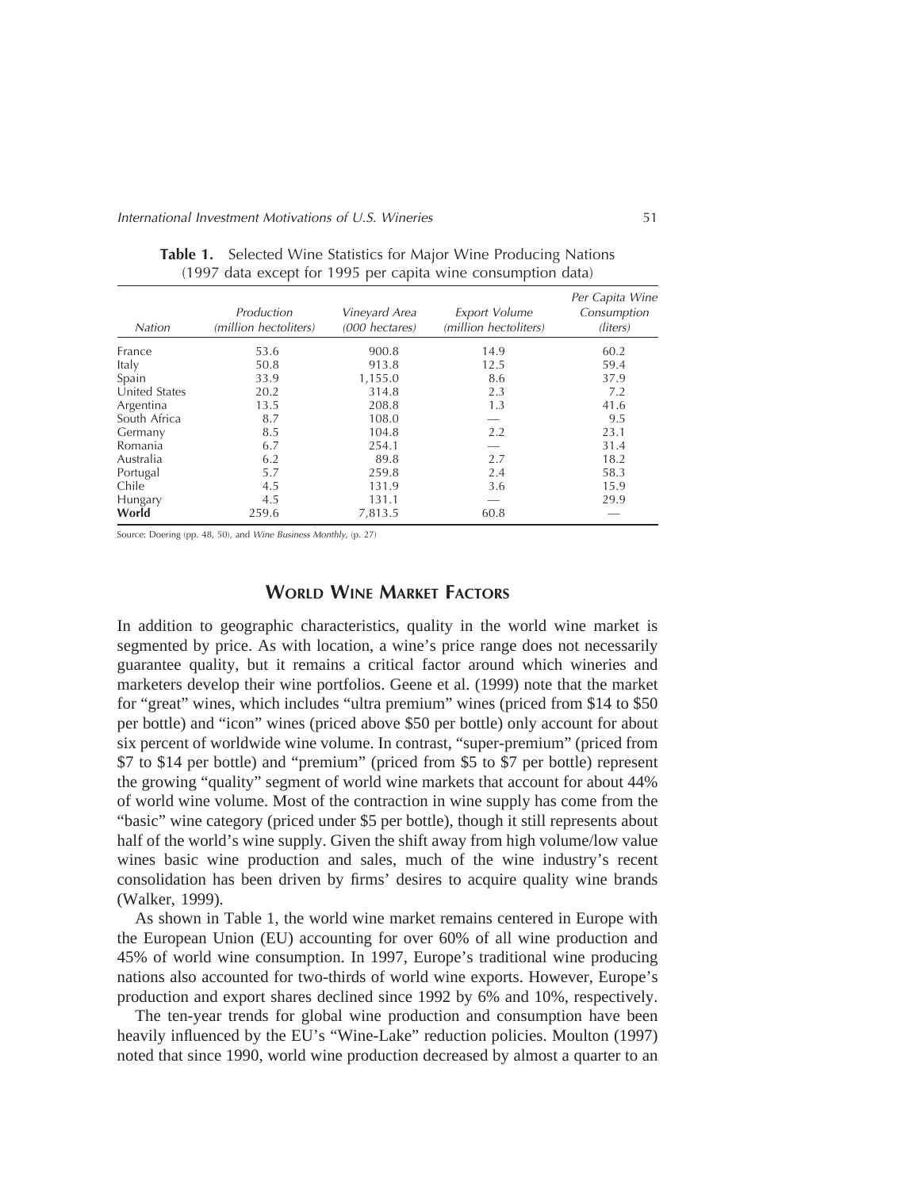**Table 1.** Selected Wine Statistics for Major Wine Producing Nations (1997 data except for 1995 per capita wine consumption data)

| *Nation* | *Production (million hectoliters)* | *Vineyard Area (000 hectares)* | *Export Volume (million hectoliters)* | *Per Capita Wine Consumption (liters)* |
|---|---|---|---|---|
| France | 53.6 | 900.8 | 14.9 | 60.2 |
| Italy | 50.8 | 913.8 | 12.5 | 59.4 |
| Spain | 33.9 | 1,155.0 | 8.6 | 37.9 |
| United States | 20.2 | 314.8 | 2.3 | 7.2 |
| Argentina | 13.5 | 208.8 | 1.3 | 41.6 |
| South Africa | 8.7 | 108.0 | — | 9.5 |
| Germany | 8.5 | 104.8 | 2.2 | 23.1 |
| Romania | 6.7 | 254.1 | — | 31.4 |
| Australia | 6.2 | 89.8 | 2.7 | 18.2 |
| Portugal | 5.7 | 259.8 | 2.4 | 58.3 |
| Chile | 4.5 | 131.9 | 3.6 | 15.9 |
| Hungary | 4.5 | 131.1 | — | 29.9 |
| **World** | 259.6 | 7,813.5 | 60.8 | — |

Source: Doering (pp. 48, 50), and *Wine Business Monthly*, (p. 27)

## World Wine Market Factors

In addition to geographic characteristics, quality in the world wine market is segmented by price. As with location, a wine's price range does not necessarily guarantee quality, but it remains a critical factor around which wineries and marketers develop their wine portfolios. Geene et al. (1999) note that the market for "great" wines, which includes "ultra premium" wines (priced from $14 to $50 per bottle) and "icon" wines (priced above $50 per bottle) only account for about six percent of worldwide wine volume. In contrast, "super-premium" (priced from $7 to $14 per bottle) and "premium" (priced from $5 to $7 per bottle) represent the growing "quality" segment of world wine markets that account for about 44% of world wine volume. Most of the contraction in wine supply has come from the "basic" wine category (priced under $5 per bottle), though it still represents about half of the world's wine supply. Given the shift away from high volume/low value wines basic wine production and sales, much of the wine industry's recent consolidation has been driven by firms' desires to acquire quality wine brands (Walker, 1999).

As shown in Table 1, the world wine market remains centered in Europe with the European Union (EU) accounting for over 60% of all wine production and 45% of world wine consumption. In 1997, Europe's traditional wine producing nations also accounted for two-thirds of world wine exports. However, Europe's production and export shares declined since 1992 by 6% and 10%, respectively.

The ten-year trends for global wine production and consumption have been heavily influenced by the EU's "Wine-Lake" reduction policies. Moulton (1997) noted that since 1990, world wine production decreased by almost a quarter to an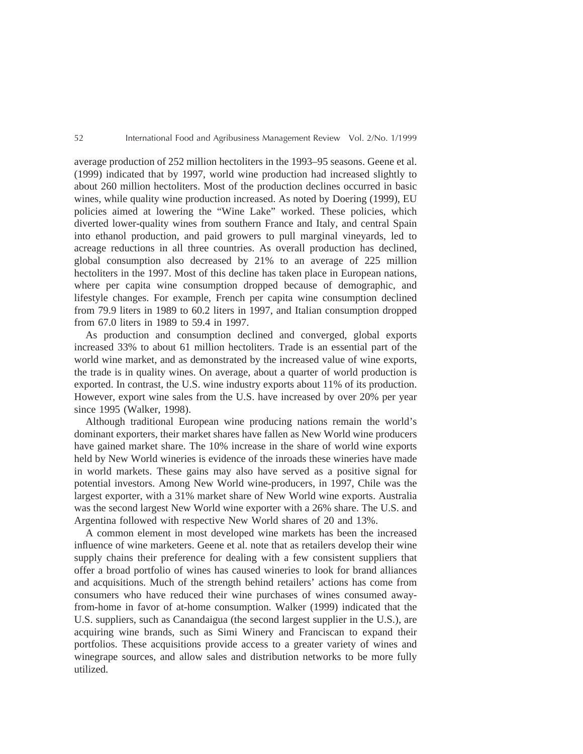average production of 252 million hectoliters in the 1993–95 seasons. Geene et al. (1999) indicated that by 1997, world wine production had increased slightly to about 260 million hectoliters. Most of the production declines occurred in basic wines, while quality wine production increased. As noted by Doering (1999), EU policies aimed at lowering the "Wine Lake" worked. These policies, which diverted lower-quality wines from southern France and Italy, and central Spain into ethanol production, and paid growers to pull marginal vineyards, led to acreage reductions in all three countries. As overall production has declined, global consumption also decreased by 21% to an average of 225 million hectoliters in the 1997. Most of this decline has taken place in European nations, where per capita wine consumption dropped because of demographic, and lifestyle changes. For example, French per capita wine consumption declined from 79.9 liters in 1989 to 60.2 liters in 1997, and Italian consumption dropped from 67.0 liters in 1989 to 59.4 in 1997.

As production and consumption declined and converged, global exports increased 33% to about 61 million hectoliters. Trade is an essential part of the world wine market, and as demonstrated by the increased value of wine exports, the trade is in quality wines. On average, about a quarter of world production is exported. In contrast, the U.S. wine industry exports about 11% of its production. However, export wine sales from the U.S. have increased by over 20% per year since 1995 (Walker, 1998).

Although traditional European wine producing nations remain the world's dominant exporters, their market shares have fallen as New World wine producers have gained market share. The 10% increase in the share of world wine exports held by New World wineries is evidence of the inroads these wineries have made in world markets. These gains may also have served as a positive signal for potential investors. Among New World wine-producers, in 1997, Chile was the largest exporter, with a 31% market share of New World wine exports. Australia was the second largest New World wine exporter with a 26% share. The U.S. and Argentina followed with respective New World shares of 20 and 13%.

A common element in most developed wine markets has been the increased influence of wine marketers. Geene et al. note that as retailers develop their wine supply chains their preference for dealing with a few consistent suppliers that offer a broad portfolio of wines has caused wineries to look for brand alliances and acquisitions. Much of the strength behind retailers' actions has come from consumers who have reduced their wine purchases of wines consumed away-from-home in favor of at-home consumption. Walker (1999) indicated that the U.S. suppliers, such as Canandaigua (the second largest supplier in the U.S.), are acquiring wine brands, such as Simi Winery and Franciscan to expand their portfolios. These acquisitions provide access to a greater variety of wines and winegrape sources, and allow sales and distribution networks to be more fully utilized.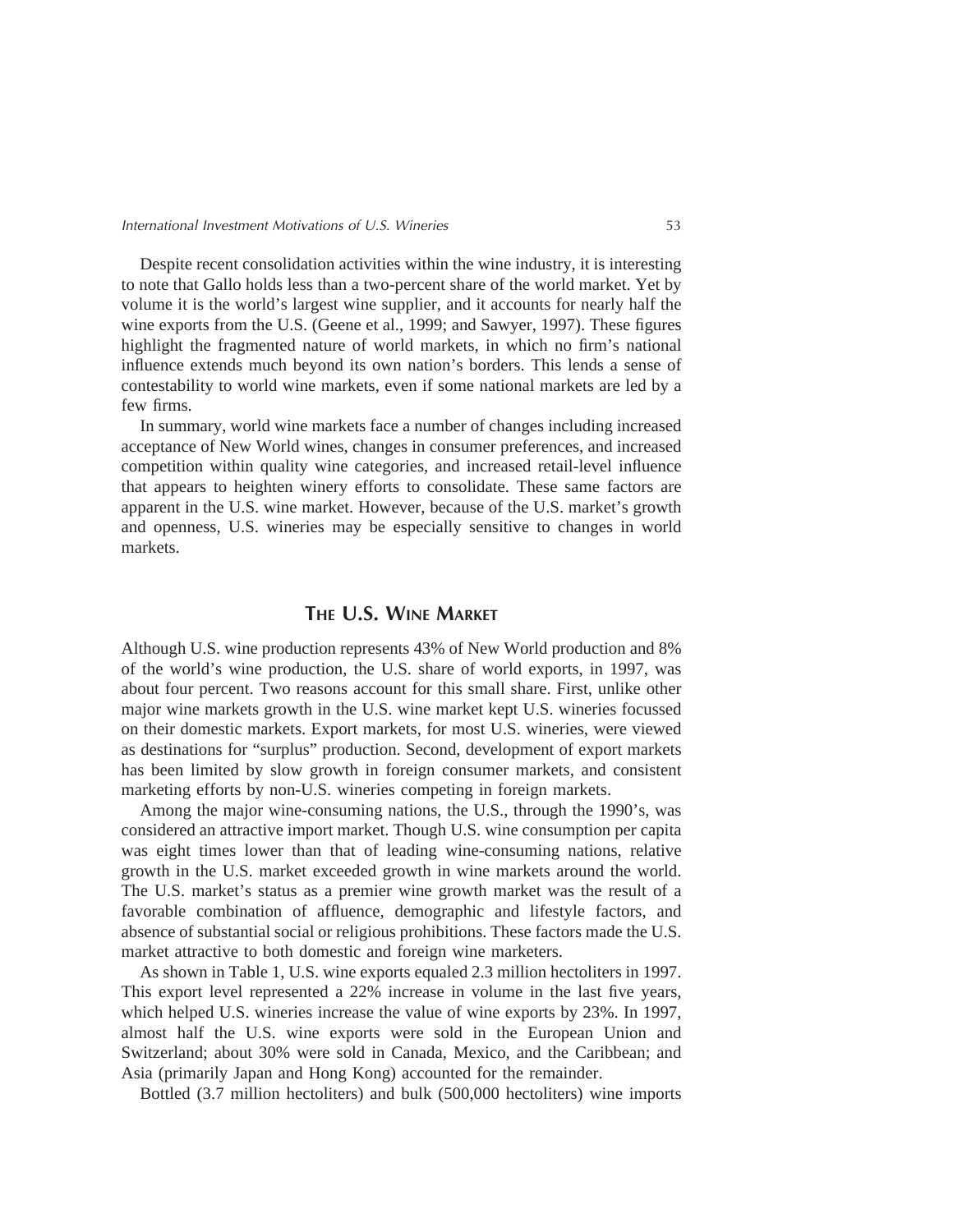Despite recent consolidation activities within the wine industry, it is interesting to note that Gallo holds less than a two-percent share of the world market. Yet by volume it is the world's largest wine supplier, and it accounts for nearly half the wine exports from the U.S. (Geene et al., 1999; and Sawyer, 1997). These figures highlight the fragmented nature of world markets, in which no firm's national influence extends much beyond its own nation's borders. This lends a sense of contestability to world wine markets, even if some national markets are led by a few firms.

In summary, world wine markets face a number of changes including increased acceptance of New World wines, changes in consumer preferences, and increased competition within quality wine categories, and increased retail-level influence that appears to heighten winery efforts to consolidate. These same factors are apparent in the U.S. wine market. However, because of the U.S. market's growth and openness, U.S. wineries may be especially sensitive to changes in world markets.

## THE U.S. WINE MARKET

Although U.S. wine production represents 43% of New World production and 8% of the world's wine production, the U.S. share of world exports, in 1997, was about four percent. Two reasons account for this small share. First, unlike other major wine markets growth in the U.S. wine market kept U.S. wineries focussed on their domestic markets. Export markets, for most U.S. wineries, were viewed as destinations for "surplus" production. Second, development of export markets has been limited by slow growth in foreign consumer markets, and consistent marketing efforts by non-U.S. wineries competing in foreign markets.

Among the major wine-consuming nations, the U.S., through the 1990's, was considered an attractive import market. Though U.S. wine consumption per capita was eight times lower than that of leading wine-consuming nations, relative growth in the U.S. market exceeded growth in wine markets around the world. The U.S. market's status as a premier wine growth market was the result of a favorable combination of affluence, demographic and lifestyle factors, and absence of substantial social or religious prohibitions. These factors made the U.S. market attractive to both domestic and foreign wine marketers.

As shown in Table 1, U.S. wine exports equaled 2.3 million hectoliters in 1997. This export level represented a 22% increase in volume in the last five years, which helped U.S. wineries increase the value of wine exports by 23%. In 1997, almost half the U.S. wine exports were sold in the European Union and Switzerland; about 30% were sold in Canada, Mexico, and the Caribbean; and Asia (primarily Japan and Hong Kong) accounted for the remainder.

Bottled (3.7 million hectoliters) and bulk (500,000 hectoliters) wine imports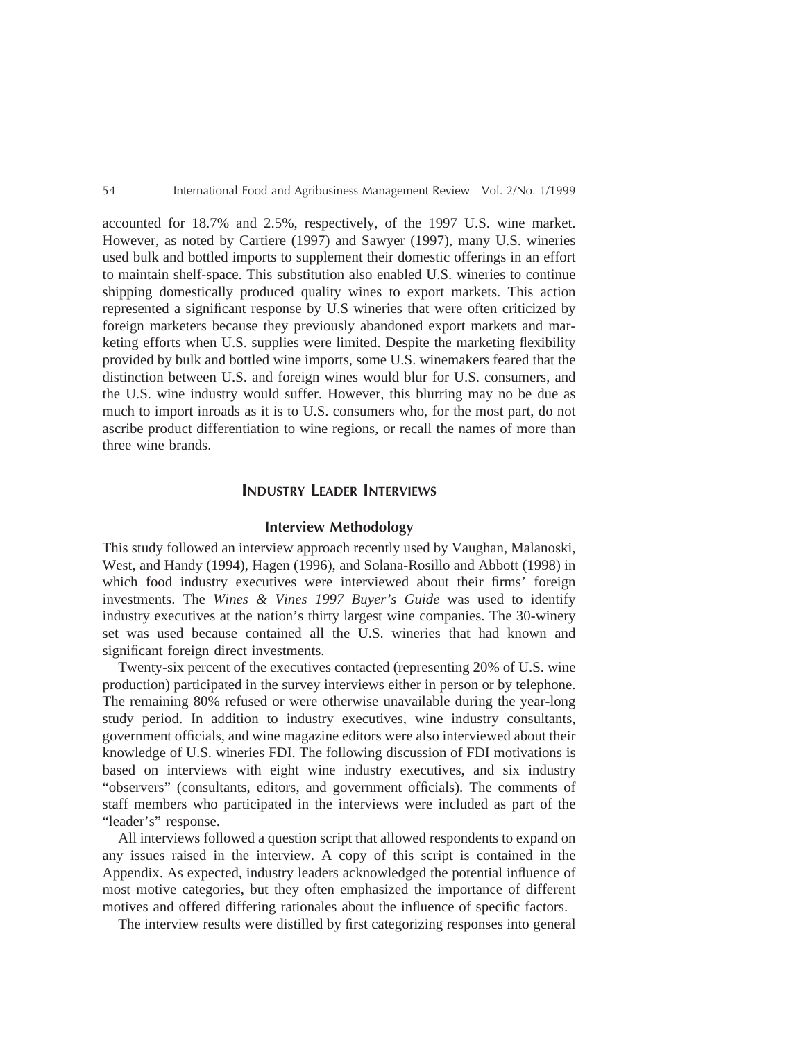accounted for 18.7% and 2.5%, respectively, of the 1997 U.S. wine market. However, as noted by Cartiere (1997) and Sawyer (1997), many U.S. wineries used bulk and bottled imports to supplement their domestic offerings in an effort to maintain shelf-space. This substitution also enabled U.S. wineries to continue shipping domestically produced quality wines to export markets. This action represented a significant response by U.S wineries that were often criticized by foreign marketers because they previously abandoned export markets and marketing efforts when U.S. supplies were limited. Despite the marketing flexibility provided by bulk and bottled wine imports, some U.S. winemakers feared that the distinction between U.S. and foreign wines would blur for U.S. consumers, and the U.S. wine industry would suffer. However, this blurring may no be due as much to import inroads as it is to U.S. consumers who, for the most part, do not ascribe product differentiation to wine regions, or recall the names of more than three wine brands.

## INDUSTRY LEADER INTERVIEWS

### Interview Methodology

This study followed an interview approach recently used by Vaughan, Malanoski, West, and Handy (1994), Hagen (1996), and Solana-Rosillo and Abbott (1998) in which food industry executives were interviewed about their firms' foreign investments. The *Wines & Vines 1997 Buyer's Guide* was used to identify industry executives at the nation's thirty largest wine companies. The 30-winery set was used because contained all the U.S. wineries that had known and significant foreign direct investments.

Twenty-six percent of the executives contacted (representing 20% of U.S. wine production) participated in the survey interviews either in person or by telephone. The remaining 80% refused or were otherwise unavailable during the year-long study period. In addition to industry executives, wine industry consultants, government officials, and wine magazine editors were also interviewed about their knowledge of U.S. wineries FDI. The following discussion of FDI motivations is based on interviews with eight wine industry executives, and six industry "observers" (consultants, editors, and government officials). The comments of staff members who participated in the interviews were included as part of the "leader's" response.

All interviews followed a question script that allowed respondents to expand on any issues raised in the interview. A copy of this script is contained in the Appendix. As expected, industry leaders acknowledged the potential influence of most motive categories, but they often emphasized the importance of different motives and offered differing rationales about the influence of specific factors.

The interview results were distilled by first categorizing responses into general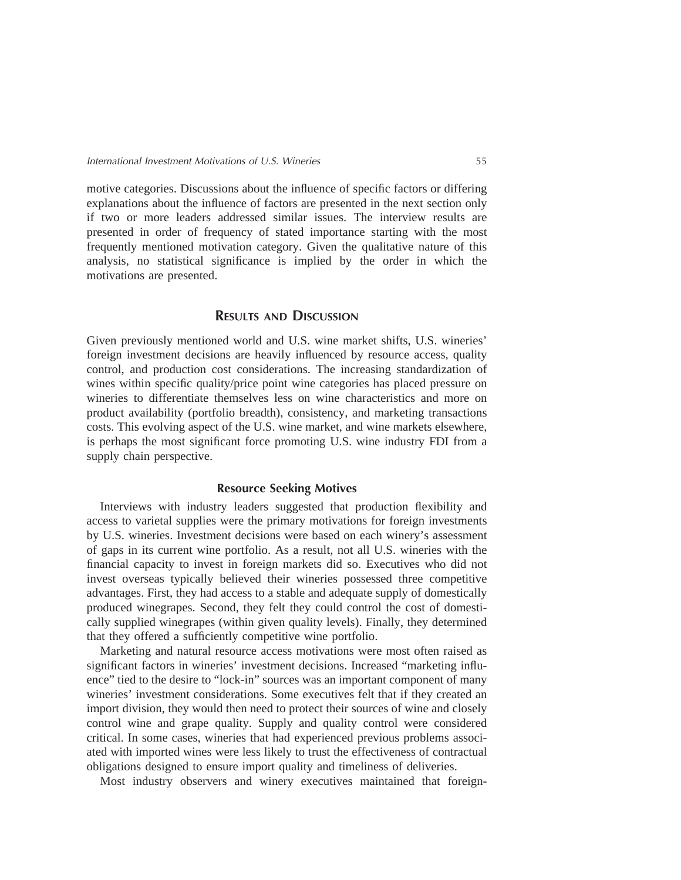motive categories. Discussions about the influence of specific factors or differing explanations about the influence of factors are presented in the next section only if two or more leaders addressed similar issues. The interview results are presented in order of frequency of stated importance starting with the most frequently mentioned motivation category. Given the qualitative nature of this analysis, no statistical significance is implied by the order in which the motivations are presented.

## RESULTS AND DISCUSSION

Given previously mentioned world and U.S. wine market shifts, U.S. wineries' foreign investment decisions are heavily influenced by resource access, quality control, and production cost considerations. The increasing standardization of wines within specific quality/price point wine categories has placed pressure on wineries to differentiate themselves less on wine characteristics and more on product availability (portfolio breadth), consistency, and marketing transactions costs. This evolving aspect of the U.S. wine market, and wine markets elsewhere, is perhaps the most significant force promoting U.S. wine industry FDI from a supply chain perspective.

### Resource Seeking Motives

Interviews with industry leaders suggested that production flexibility and access to varietal supplies were the primary motivations for foreign investments by U.S. wineries. Investment decisions were based on each winery's assessment of gaps in its current wine portfolio. As a result, not all U.S. wineries with the financial capacity to invest in foreign markets did so. Executives who did not invest overseas typically believed their wineries possessed three competitive advantages. First, they had access to a stable and adequate supply of domestically produced winegrapes. Second, they felt they could control the cost of domestically supplied winegrapes (within given quality levels). Finally, they determined that they offered a sufficiently competitive wine portfolio.

Marketing and natural resource access motivations were most often raised as significant factors in wineries' investment decisions. Increased "marketing influence" tied to the desire to "lock-in" sources was an important component of many wineries' investment considerations. Some executives felt that if they created an import division, they would then need to protect their sources of wine and closely control wine and grape quality. Supply and quality control were considered critical. In some cases, wineries that had experienced previous problems associated with imported wines were less likely to trust the effectiveness of contractual obligations designed to ensure import quality and timeliness of deliveries.

Most industry observers and winery executives maintained that foreign-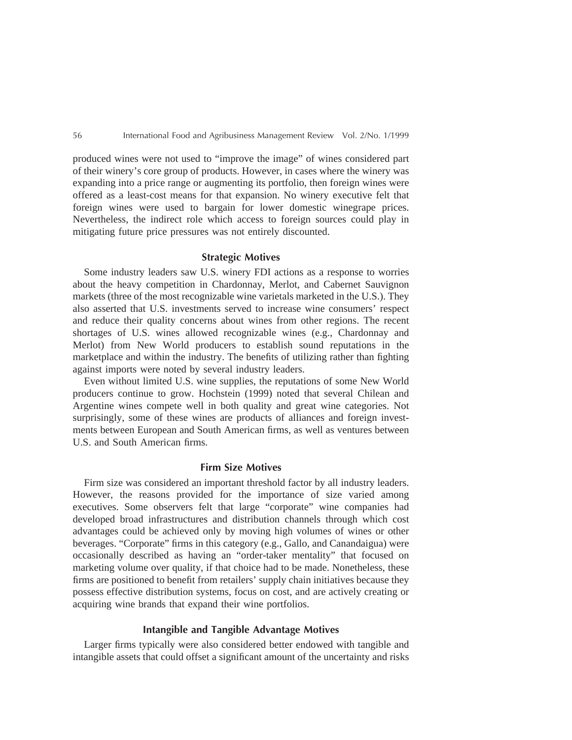produced wines were not used to "improve the image" of wines considered part of their winery's core group of products. However, in cases where the winery was expanding into a price range or augmenting its portfolio, then foreign wines were offered as a least-cost means for that expansion. No winery executive felt that foreign wines were used to bargain for lower domestic winegrape prices. Nevertheless, the indirect role which access to foreign sources could play in mitigating future price pressures was not entirely discounted.

### Strategic Motives

Some industry leaders saw U.S. winery FDI actions as a response to worries about the heavy competition in Chardonnay, Merlot, and Cabernet Sauvignon markets (three of the most recognizable wine varietals marketed in the U.S.). They also asserted that U.S. investments served to increase wine consumers' respect and reduce their quality concerns about wines from other regions. The recent shortages of U.S. wines allowed recognizable wines (e.g., Chardonnay and Merlot) from New World producers to establish sound reputations in the marketplace and within the industry. The benefits of utilizing rather than fighting against imports were noted by several industry leaders.

Even without limited U.S. wine supplies, the reputations of some New World producers continue to grow. Hochstein (1999) noted that several Chilean and Argentine wines compete well in both quality and great wine categories. Not surprisingly, some of these wines are products of alliances and foreign investments between European and South American firms, as well as ventures between U.S. and South American firms.

### Firm Size Motives

Firm size was considered an important threshold factor by all industry leaders. However, the reasons provided for the importance of size varied among executives. Some observers felt that large "corporate" wine companies had developed broad infrastructures and distribution channels through which cost advantages could be achieved only by moving high volumes of wines or other beverages. "Corporate" firms in this category (e.g., Gallo, and Canandaigua) were occasionally described as having an "order-taker mentality" that focused on marketing volume over quality, if that choice had to be made. Nonetheless, these firms are positioned to benefit from retailers' supply chain initiatives because they possess effective distribution systems, focus on cost, and are actively creating or acquiring wine brands that expand their wine portfolios.

### Intangible and Tangible Advantage Motives

Larger firms typically were also considered better endowed with tangible and intangible assets that could offset a significant amount of the uncertainty and risks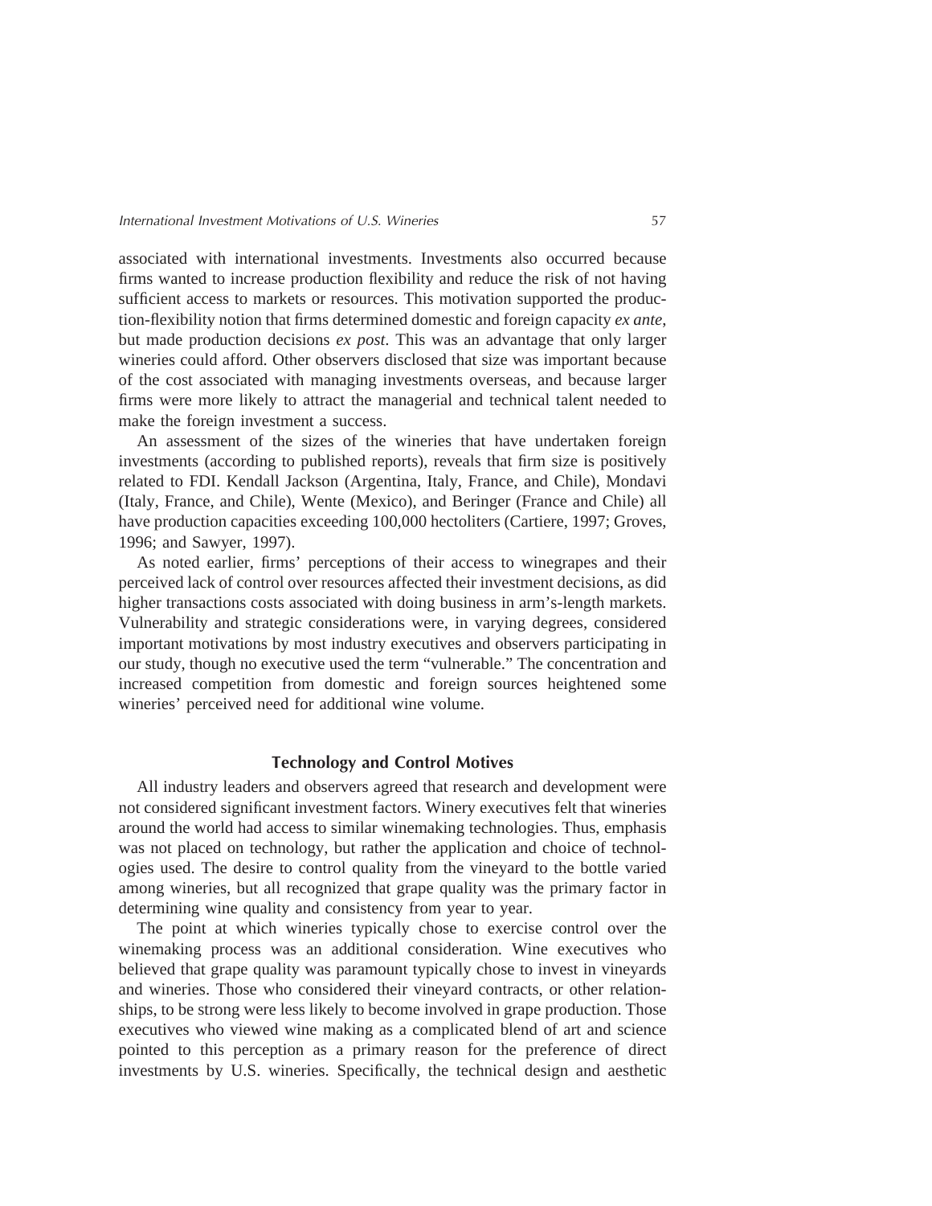associated with international investments. Investments also occurred because firms wanted to increase production flexibility and reduce the risk of not having sufficient access to markets or resources. This motivation supported the production-flexibility notion that firms determined domestic and foreign capacity *ex ante*, but made production decisions *ex post*. This was an advantage that only larger wineries could afford. Other observers disclosed that size was important because of the cost associated with managing investments overseas, and because larger firms were more likely to attract the managerial and technical talent needed to make the foreign investment a success.

An assessment of the sizes of the wineries that have undertaken foreign investments (according to published reports), reveals that firm size is positively related to FDI. Kendall Jackson (Argentina, Italy, France, and Chile), Mondavi (Italy, France, and Chile), Wente (Mexico), and Beringer (France and Chile) all have production capacities exceeding 100,000 hectoliters (Cartiere, 1997; Groves, 1996; and Sawyer, 1997).

As noted earlier, firms' perceptions of their access to winegrapes and their perceived lack of control over resources affected their investment decisions, as did higher transactions costs associated with doing business in arm's-length markets. Vulnerability and strategic considerations were, in varying degrees, considered important motivations by most industry executives and observers participating in our study, though no executive used the term "vulnerable." The concentration and increased competition from domestic and foreign sources heightened some wineries' perceived need for additional wine volume.

## Technology and Control Motives

All industry leaders and observers agreed that research and development were not considered significant investment factors. Winery executives felt that wineries around the world had access to similar winemaking technologies. Thus, emphasis was not placed on technology, but rather the application and choice of technologies used. The desire to control quality from the vineyard to the bottle varied among wineries, but all recognized that grape quality was the primary factor in determining wine quality and consistency from year to year.

The point at which wineries typically chose to exercise control over the winemaking process was an additional consideration. Wine executives who believed that grape quality was paramount typically chose to invest in vineyards and wineries. Those who considered their vineyard contracts, or other relationships, to be strong were less likely to become involved in grape production. Those executives who viewed wine making as a complicated blend of art and science pointed to this perception as a primary reason for the preference of direct investments by U.S. wineries. Specifically, the technical design and aesthetic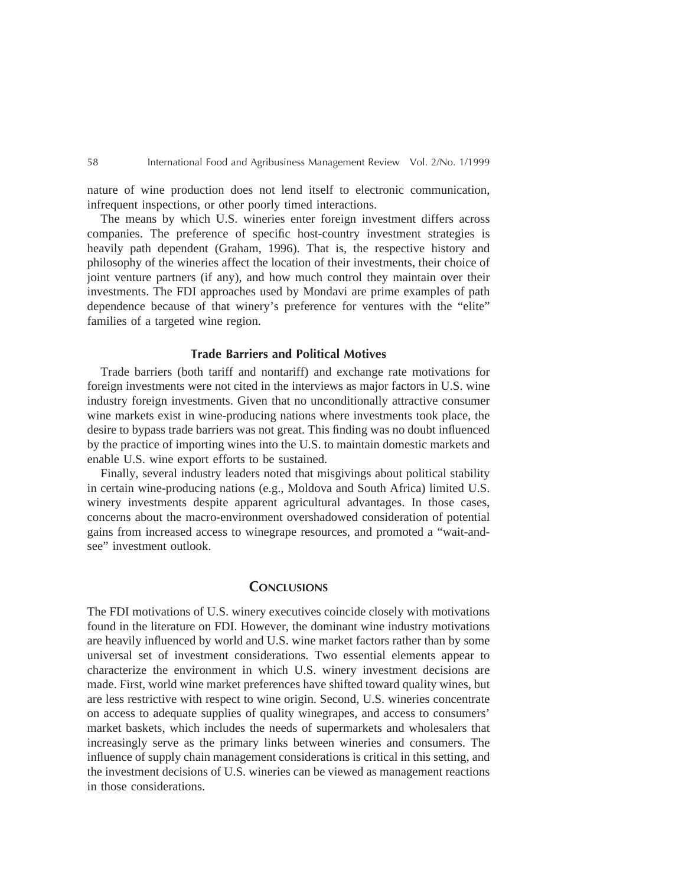nature of wine production does not lend itself to electronic communication, infrequent inspections, or other poorly timed interactions.

The means by which U.S. wineries enter foreign investment differs across companies. The preference of specific host-country investment strategies is heavily path dependent (Graham, 1996). That is, the respective history and philosophy of the wineries affect the location of their investments, their choice of joint venture partners (if any), and how much control they maintain over their investments. The FDI approaches used by Mondavi are prime examples of path dependence because of that winery's preference for ventures with the "elite" families of a targeted wine region.

### Trade Barriers and Political Motives

Trade barriers (both tariff and nontariff) and exchange rate motivations for foreign investments were not cited in the interviews as major factors in U.S. wine industry foreign investments. Given that no unconditionally attractive consumer wine markets exist in wine-producing nations where investments took place, the desire to bypass trade barriers was not great. This finding was no doubt influenced by the practice of importing wines into the U.S. to maintain domestic markets and enable U.S. wine export efforts to be sustained.

Finally, several industry leaders noted that misgivings about political stability in certain wine-producing nations (e.g., Moldova and South Africa) limited U.S. winery investments despite apparent agricultural advantages. In those cases, concerns about the macro-environment overshadowed consideration of potential gains from increased access to winegrape resources, and promoted a "wait-and-see" investment outlook.

## Conclusions

The FDI motivations of U.S. winery executives coincide closely with motivations found in the literature on FDI. However, the dominant wine industry motivations are heavily influenced by world and U.S. wine market factors rather than by some universal set of investment considerations. Two essential elements appear to characterize the environment in which U.S. winery investment decisions are made. First, world wine market preferences have shifted toward quality wines, but are less restrictive with respect to wine origin. Second, U.S. wineries concentrate on access to adequate supplies of quality winegrapes, and access to consumers' market baskets, which includes the needs of supermarkets and wholesalers that increasingly serve as the primary links between wineries and consumers. The influence of supply chain management considerations is critical in this setting, and the investment decisions of U.S. wineries can be viewed as management reactions in those considerations.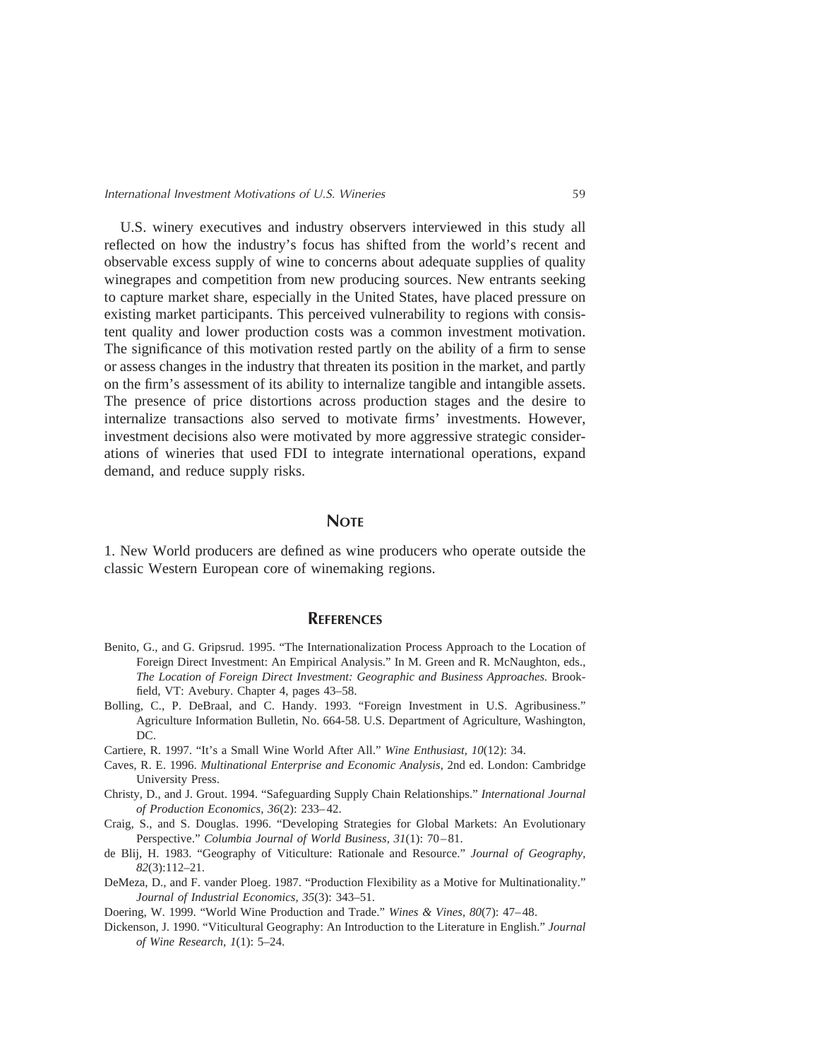U.S. winery executives and industry observers interviewed in this study all reflected on how the industry's focus has shifted from the world's recent and observable excess supply of wine to concerns about adequate supplies of quality winegrapes and competition from new producing sources. New entrants seeking to capture market share, especially in the United States, have placed pressure on existing market participants. This perceived vulnerability to regions with consistent quality and lower production costs was a common investment motivation. The significance of this motivation rested partly on the ability of a firm to sense or assess changes in the industry that threaten its position in the market, and partly on the firm's assessment of its ability to internalize tangible and intangible assets. The presence of price distortions across production stages and the desire to internalize transactions also served to motivate firms' investments. However, investment decisions also were motivated by more aggressive strategic considerations of wineries that used FDI to integrate international operations, expand demand, and reduce supply risks.

## Note

1. New World producers are defined as wine producers who operate outside the classic Western European core of winemaking regions.

## References

Benito, G., and G. Gripsrud. 1995. "The Internationalization Process Approach to the Location of Foreign Direct Investment: An Empirical Analysis." In M. Green and R. McNaughton, eds., *The Location of Foreign Direct Investment: Geographic and Business Approaches.* Brookfield, VT: Avebury. Chapter 4, pages 43–58.

Bolling, C., P. DeBraal, and C. Handy. 1993. "Foreign Investment in U.S. Agribusiness." Agriculture Information Bulletin, No. 664-58. U.S. Department of Agriculture, Washington, DC.

Cartiere, R. 1997. "It's a Small Wine World After All." *Wine Enthusiast, 10*(12): 34.

Caves, R. E. 1996. *Multinational Enterprise and Economic Analysis*, 2nd ed. London: Cambridge University Press.

Christy, D., and J. Grout. 1994. "Safeguarding Supply Chain Relationships." *International Journal of Production Economics, 36*(2): 233–42.

Craig, S., and S. Douglas. 1996. "Developing Strategies for Global Markets: An Evolutionary Perspective." *Columbia Journal of World Business, 31*(1): 70–81.

de Blij, H. 1983. "Geography of Viticulture: Rationale and Resource." *Journal of Geography, 82*(3):112–21.

DeMeza, D., and F. vander Ploeg. 1987. "Production Flexibility as a Motive for Multinationality." *Journal of Industrial Economics, 35*(3): 343–51.

Doering, W. 1999. "World Wine Production and Trade." *Wines & Vines, 80*(7): 47–48.

Dickenson, J. 1990. "Viticultural Geography: An Introduction to the Literature in English." *Journal of Wine Research, 1*(1): 5–24.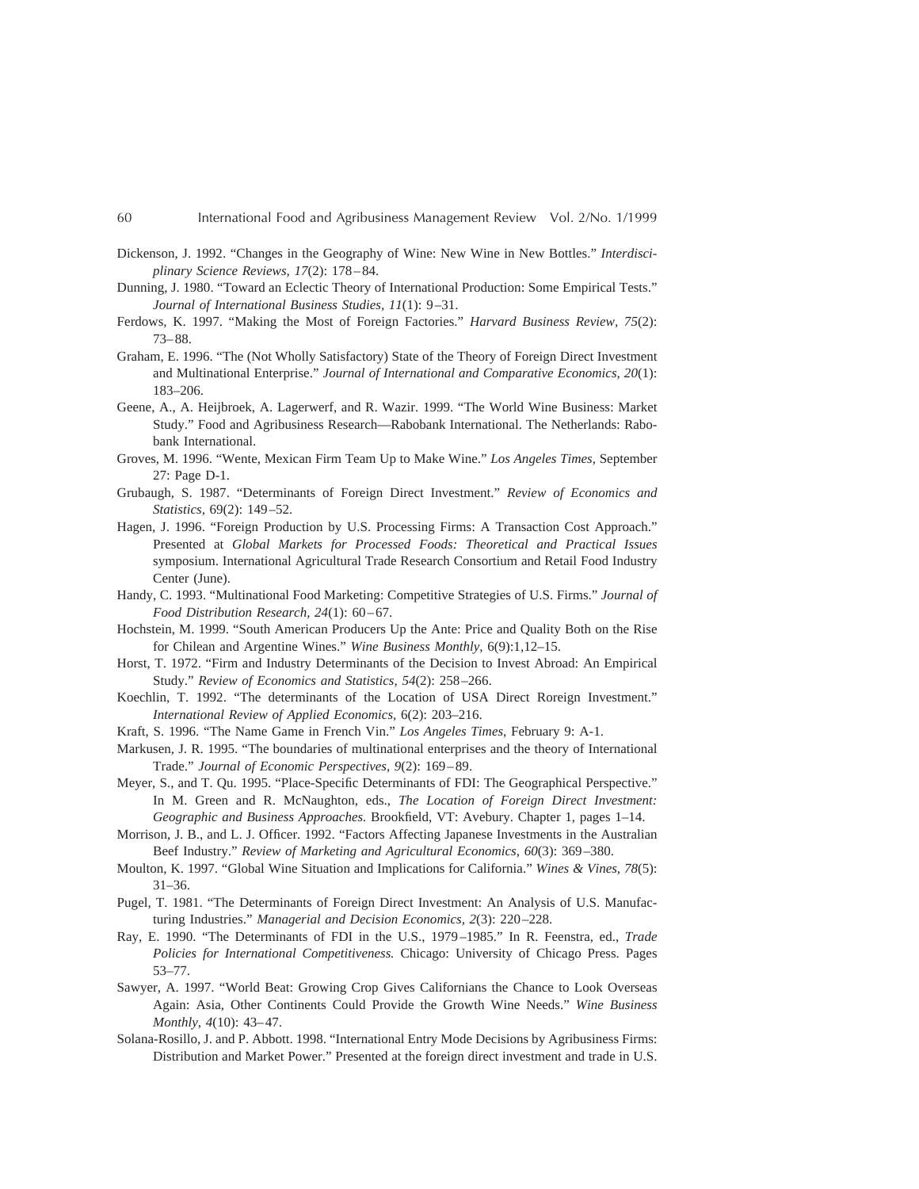Dickenson, J. 1992. "Changes in the Geography of Wine: New Wine in New Bottles." *Interdisciplinary Science Reviews, 17*(2): 178–84.

Dunning, J. 1980. "Toward an Eclectic Theory of International Production: Some Empirical Tests." *Journal of International Business Studies, 11*(1): 9–31.

Ferdows, K. 1997. "Making the Most of Foreign Factories." *Harvard Business Review, 75*(2): 73–88.

Graham, E. 1996. "The (Not Wholly Satisfactory) State of the Theory of Foreign Direct Investment and Multinational Enterprise." *Journal of International and Comparative Economics, 20*(1): 183–206.

Geene, A., A. Heijbroek, A. Lagerwerf, and R. Wazir. 1999. "The World Wine Business: Market Study." Food and Agribusiness Research—Rabobank International. The Netherlands: Rabobank International.

Groves, M. 1996. "Wente, Mexican Firm Team Up to Make Wine." *Los Angeles Times*, September 27: Page D-1.

Grubaugh, S. 1987. "Determinants of Foreign Direct Investment." *Review of Economics and Statistics*, 69(2): 149–52.

Hagen, J. 1996. "Foreign Production by U.S. Processing Firms: A Transaction Cost Approach." Presented at *Global Markets for Processed Foods: Theoretical and Practical Issues* symposium. International Agricultural Trade Research Consortium and Retail Food Industry Center (June).

Handy, C. 1993. "Multinational Food Marketing: Competitive Strategies of U.S. Firms." *Journal of Food Distribution Research, 24*(1): 60–67.

Hochstein, M. 1999. "South American Producers Up the Ante: Price and Quality Both on the Rise for Chilean and Argentine Wines." *Wine Business Monthly*, 6(9):1,12–15.

Horst, T. 1972. "Firm and Industry Determinants of the Decision to Invest Abroad: An Empirical Study." *Review of Economics and Statistics, 54*(2): 258–266.

Koechlin, T. 1992. "The determinants of the Location of USA Direct Roreign Investment." *International Review of Applied Economics*, 6(2): 203–216.

Kraft, S. 1996. "The Name Game in French Vin." *Los Angeles Times*, February 9: A-1.

Markusen, J. R. 1995. "The boundaries of multinational enterprises and the theory of International Trade." *Journal of Economic Perspectives, 9*(2): 169–89.

Meyer, S., and T. Qu. 1995. "Place-Specific Determinants of FDI: The Geographical Perspective." In M. Green and R. McNaughton, eds., *The Location of Foreign Direct Investment: Geographic and Business Approaches.* Brookfield, VT: Avebury. Chapter 1, pages 1–14.

Morrison, J. B., and L. J. Officer. 1992. "Factors Affecting Japanese Investments in the Australian Beef Industry." *Review of Marketing and Agricultural Economics, 60*(3): 369–380.

Moulton, K. 1997. "Global Wine Situation and Implications for California." *Wines & Vines, 78*(5): 31–36.

Pugel, T. 1981. "The Determinants of Foreign Direct Investment: An Analysis of U.S. Manufacturing Industries." *Managerial and Decision Economics, 2*(3): 220–228.

Ray, E. 1990. "The Determinants of FDI in the U.S., 1979–1985." In R. Feenstra, ed., *Trade Policies for International Competitiveness.* Chicago: University of Chicago Press. Pages 53–77.

Sawyer, A. 1997. "World Beat: Growing Crop Gives Californians the Chance to Look Overseas Again: Asia, Other Continents Could Provide the Growth Wine Needs." *Wine Business Monthly, 4*(10): 43–47.

Solana-Rosillo, J. and P. Abbott. 1998. "International Entry Mode Decisions by Agribusiness Firms: Distribution and Market Power." Presented at the foreign direct investment and trade in U.S.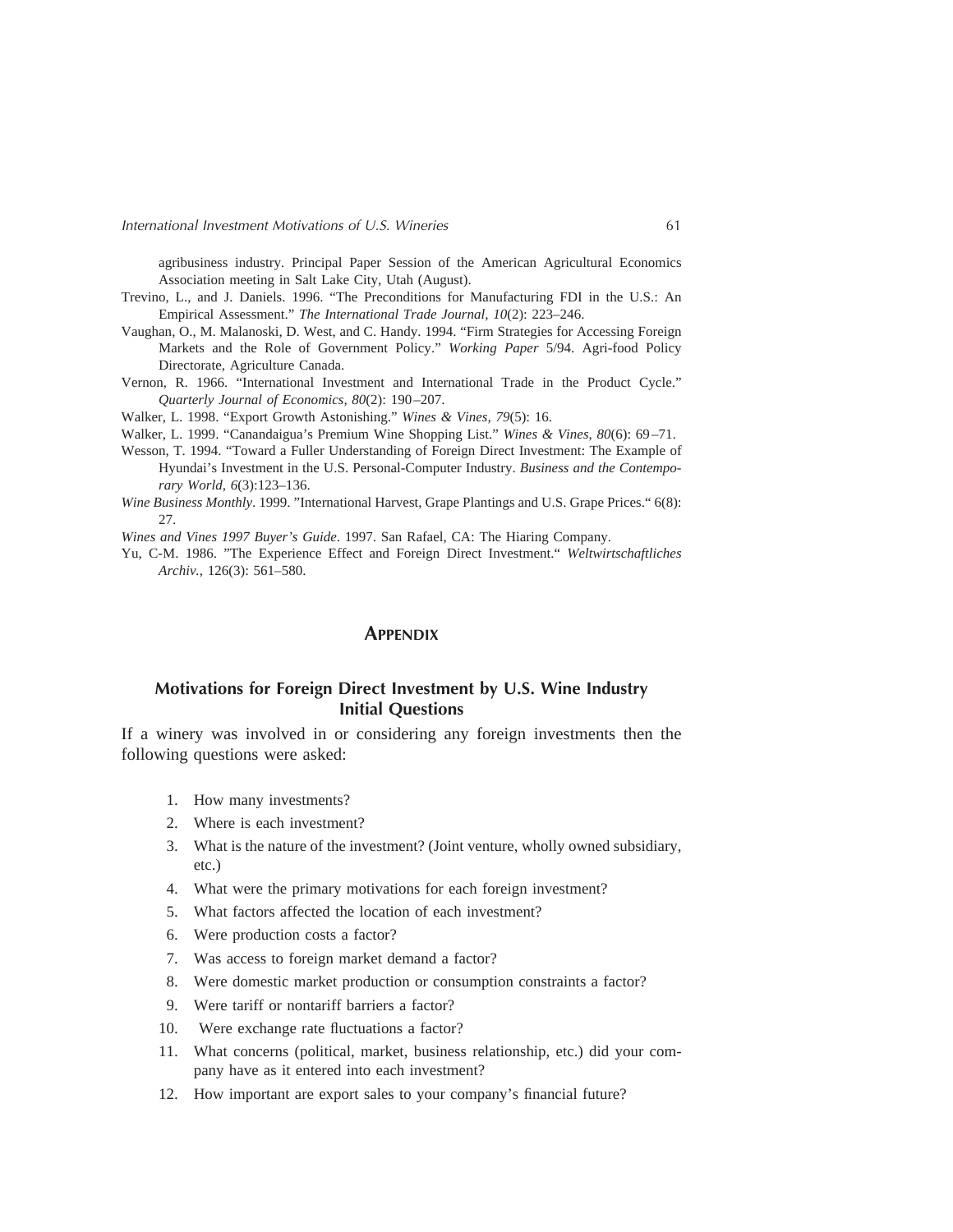agribusiness industry. Principal Paper Session of the American Agricultural Economics Association meeting in Salt Lake City, Utah (August).

Trevino, L., and J. Daniels. 1996. "The Preconditions for Manufacturing FDI in the U.S.: An Empirical Assessment." *The International Trade Journal, 10*(2): 223–246.

Vaughan, O., M. Malanoski, D. West, and C. Handy. 1994. "Firm Strategies for Accessing Foreign Markets and the Role of Government Policy." *Working Paper* 5/94. Agri-food Policy Directorate, Agriculture Canada.

Vernon, R. 1966. "International Investment and International Trade in the Product Cycle." *Quarterly Journal of Economics, 80*(2): 190–207.

Walker, L. 1998. "Export Growth Astonishing." *Wines & Vines, 79*(5): 16.

Walker, L. 1999. "Canandaigua's Premium Wine Shopping List." *Wines & Vines, 80*(6): 69–71.

Wesson, T. 1994. "Toward a Fuller Understanding of Foreign Direct Investment: The Example of Hyundai's Investment in the U.S. Personal-Computer Industry. *Business and the Contemporary World, 6*(3):123–136.

*Wine Business Monthly*. 1999. "International Harvest, Grape Plantings and U.S. Grape Prices." 6(8): 27.

*Wines and Vines 1997 Buyer's Guide*. 1997. San Rafael, CA: The Hiaring Company.

Yu, C-M. 1986. "The Experience Effect and Foreign Direct Investment." *Weltwirtschaftliches Archiv.*, 126(3): 561–580.

## Appendix

### Motivations for Foreign Direct Investment by U.S. Wine Industry Initial Questions

If a winery was involved in or considering any foreign investments then the following questions were asked:

1. How many investments?
2. Where is each investment?
3. What is the nature of the investment? (Joint venture, wholly owned subsidiary, etc.)
4. What were the primary motivations for each foreign investment?
5. What factors affected the location of each investment?
6. Were production costs a factor?
7. Was access to foreign market demand a factor?
8. Were domestic market production or consumption constraints a factor?
9. Were tariff or nontariff barriers a factor?
10. Were exchange rate fluctuations a factor?
11. What concerns (political, market, business relationship, etc.) did your company have as it entered into each investment?
12. How important are export sales to your company's financial future?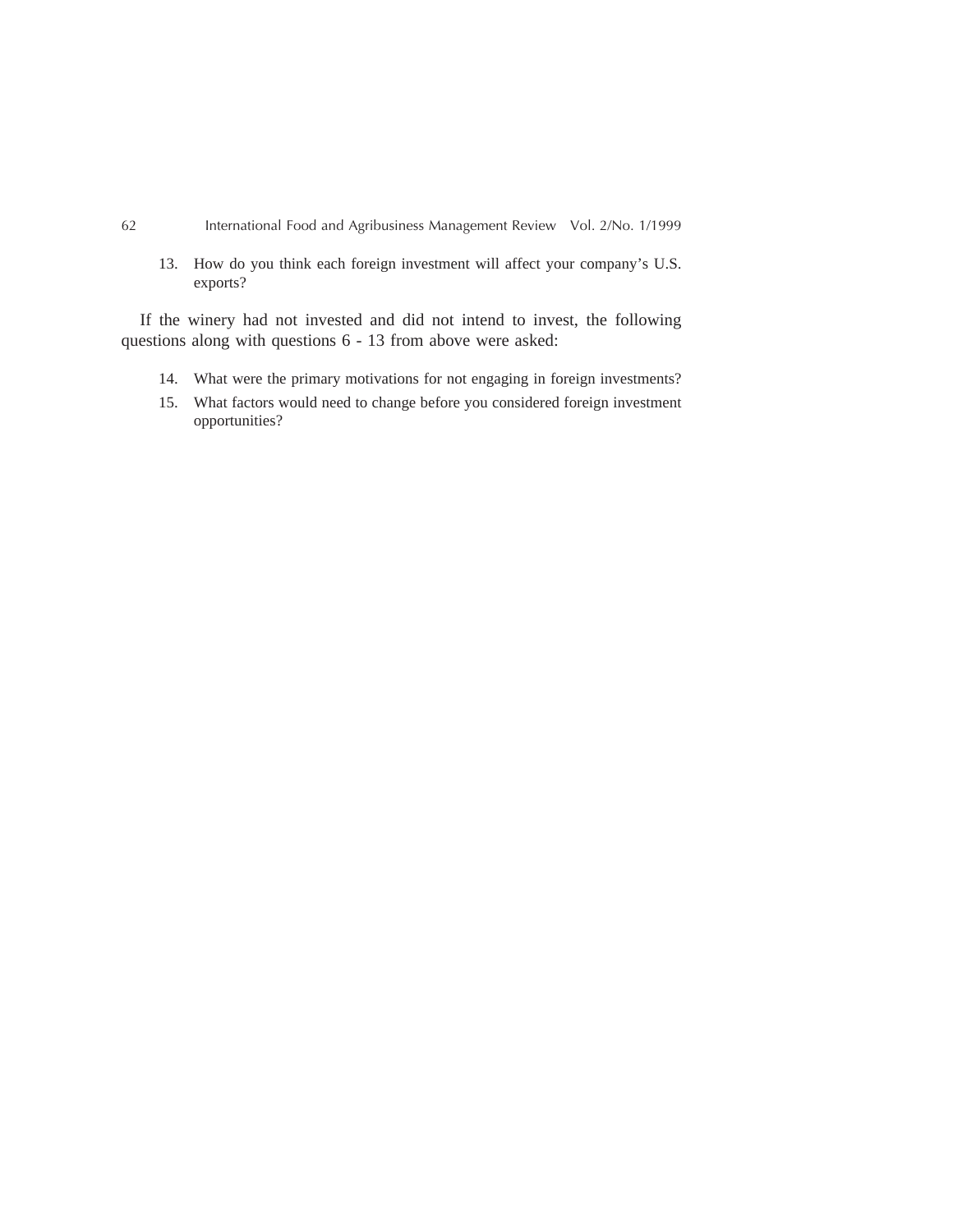13. How do you think each foreign investment will affect your company's U.S. exports?

If the winery had not invested and did not intend to invest, the following questions along with questions 6 - 13 from above were asked:

14. What were the primary motivations for not engaging in foreign investments?
15. What factors would need to change before you considered foreign investment opportunities?